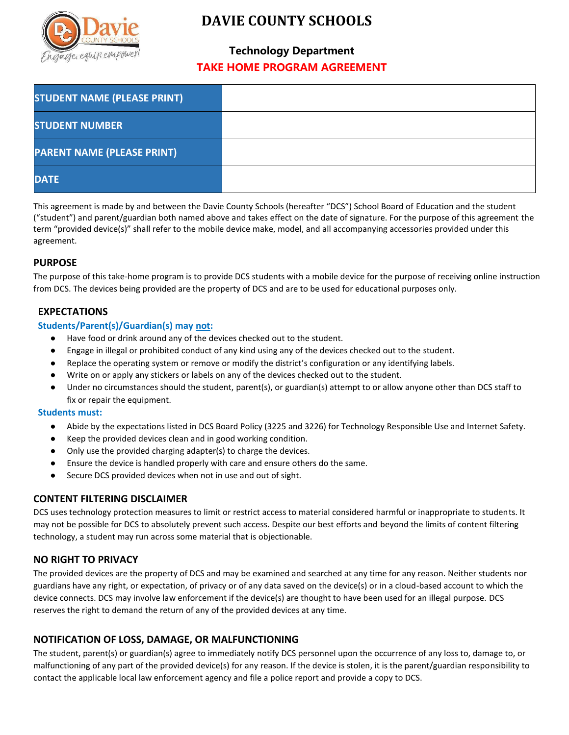# DAVIE COUNTY SCHOOLS

## Technology Department

## TAKE HOME PROGRAM AGREEMENT

| STUDENT NAME (PLEASE PRINT) | |
|---|---|
| STUDENT NUMBER | |
| PARENT NAME (PLEASE PRINT) | |
| DATE | |

This agreement is made by and between the Davie County Schools (hereafter "DCS") School Board of Education and the student ("student") and parent/guardian both named above and takes effect on the date of signature. For the purpose of this agreement the term "provided device(s)" shall refer to the mobile device make, model, and all accompanying accessories provided under this agreement.

### PURPOSE

The purpose of this take-home program is to provide DCS students with a mobile device for the purpose of receiving online instruction from DCS. The devices being provided are the property of DCS and are to be used for educational purposes only.

### EXPECTATIONS

**Students/Parent(s)/Guardian(s) may not:**

- Have food or drink around any of the devices checked out to the student.
- Engage in illegal or prohibited conduct of any kind using any of the devices checked out to the student.
- Replace the operating system or remove or modify the district's configuration or any identifying labels.
- Write on or apply any stickers or labels on any of the devices checked out to the student.
- Under no circumstances should the student, parent(s), or guardian(s) attempt to or allow anyone other than DCS staff to fix or repair the equipment.

**Students must:**

- Abide by the expectations listed in DCS Board Policy (3225 and 3226) for Technology Responsible Use and Internet Safety.
- Keep the provided devices clean and in good working condition.
- Only use the provided charging adapter(s) to charge the devices.
- Ensure the device is handled properly with care and ensure others do the same.
- Secure DCS provided devices when not in use and out of sight.

### CONTENT FILTERING DISCLAIMER

DCS uses technology protection measures to limit or restrict access to material considered harmful or inappropriate to students. It may not be possible for DCS to absolutely prevent such access. Despite our best efforts and beyond the limits of content filtering technology, a student may run across some material that is objectionable.

### NO RIGHT TO PRIVACY

The provided devices are the property of DCS and may be examined and searched at any time for any reason. Neither students nor guardians have any right, or expectation, of privacy or of any data saved on the device(s) or in a cloud-based account to which the device connects. DCS may involve law enforcement if the device(s) are thought to have been used for an illegal purpose. DCS reserves the right to demand the return of any of the provided devices at any time.

### NOTIFICATION OF LOSS, DAMAGE, OR MALFUNCTIONING

The student, parent(s) or guardian(s) agree to immediately notify DCS personnel upon the occurrence of any loss to, damage to, or malfunctioning of any part of the provided device(s) for any reason. If the device is stolen, it is the parent/guardian responsibility to contact the applicable local law enforcement agency and file a police report and provide a copy to DCS.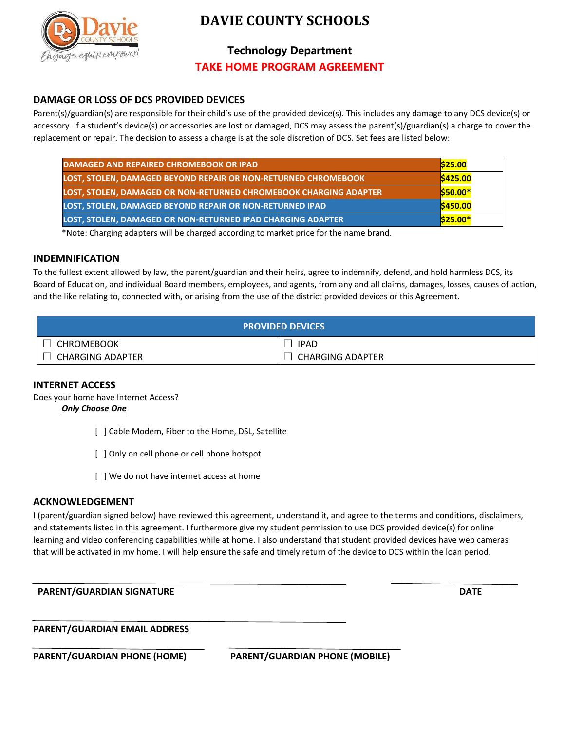# DAVIE COUNTY SCHOOLS

## Technology Department

## TAKE HOME PROGRAM AGREEMENT

### DAMAGE OR LOSS OF DCS PROVIDED DEVICES

Parent(s)/guardian(s) are responsible for their child's use of the provided device(s). This includes any damage to any DCS device(s) or accessory. If a student's device(s) or accessories are lost or damaged, DCS may assess the parent(s)/guardian(s) a charge to cover the replacement or repair. The decision to assess a charge is at the sole discretion of DCS. Set fees are listed below:

| | |
|---|---|
| DAMAGED AND REPAIRED CHROMEBOOK OR IPAD | $25.00 |
| LOST, STOLEN, DAMAGED BEYOND REPAIR OR NON-RETURNED CHROMEBOOK | $425.00 |
| LOST, STOLEN, DAMAGED OR NON-RETURNED CHROMEBOOK CHARGING ADAPTER | $50.00* |
| LOST, STOLEN, DAMAGED BEYOND REPAIR OR NON-RETURNED IPAD | $450.00 |
| LOST, STOLEN, DAMAGED OR NON-RETURNED IPAD CHARGING ADAPTER | $25.00* |

*Note: Charging adapters will be charged according to market price for the name brand.

### INDEMNIFICATION

To the fullest extent allowed by law, the parent/guardian and their heirs, agree to indemnify, defend, and hold harmless DCS, its Board of Education, and individual Board members, employees, and agents, from any and all claims, damages, losses, causes of action, and the like relating to, connected with, or arising from the use of the district provided devices or this Agreement.

| PROVIDED DEVICES | |
|---|---|
| ☐ CHROMEBOOK | ☐ IPAD |
| ☐ CHARGING ADAPTER | ☐ CHARGING ADAPTER |

### INTERNET ACCESS

Does your home have Internet Access?

***Only Choose One***

[ ] Cable Modem, Fiber to the Home, DSL, Satellite

[ ] Only on cell phone or cell phone hotspot

[ ] We do not have internet access at home

### ACKNOWLEDGEMENT

I (parent/guardian signed below) have reviewed this agreement, understand it, and agree to the terms and conditions, disclaimers, and statements listed in this agreement. I furthermore give my student permission to use DCS provided device(s) for online learning and video conferencing capabilities while at home. I also understand that student provided devices have web cameras that will be activated in my home. I will help ensure the safe and timely return of the device to DCS within the loan period.

______________________________ ______________

**PARENT/GUARDIAN SIGNATURE** **DATE**

______________________________

**PARENT/GUARDIAN EMAIL ADDRESS**

______________________________ ______________________________

**PARENT/GUARDIAN PHONE (HOME)** **PARENT/GUARDIAN PHONE (MOBILE)**